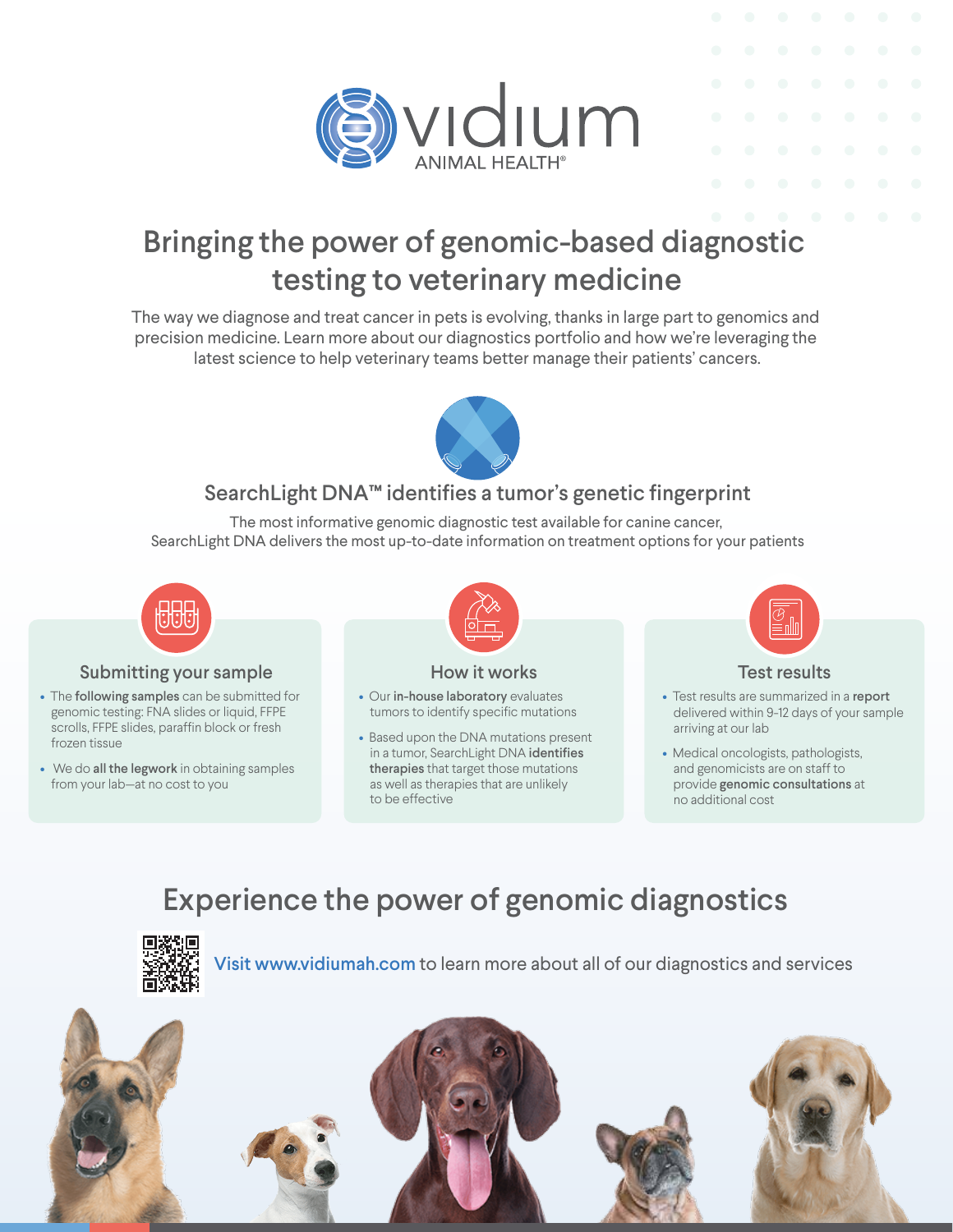# vidium ANIMAL HEALTH®

## Bringing the power of genomic-based diagnostic testing to veterinary medicine

The way we diagnose and treat cancer in pets is evolving, thanks in large part to genomics and precision medicine. Learn more about our diagnostics portfolio and how we're leveraging the latest science to help veterinary teams better manage their patients' cancers.

### SearchLight DNA™ identifies a tumor's genetic fingerprint

The most informative genomic diagnostic test available for canine cancer, SearchLight DNA delivers the most up-to-date information on treatment options for your patients

#### Submitting your sample

- The **following samples** can be submitted for genomic testing: FNA slides or liquid, FFPE scrolls, FFPE slides, paraffin block or fresh frozen tissue
- We do **all the legwork** in obtaining samples from your lab—at no cost to you

#### How it works

- Our **in-house laboratory** evaluates tumors to identify specific mutations
- Based upon the DNA mutations present in a tumor, SearchLight DNA **identifies therapies** that target those mutations as well as therapies that are unlikely to be effective

#### Test results

- Test results are summarized in a **report** delivered within 9-12 days of your sample arriving at our lab
- Medical oncologists, pathologists, and genomicists are on staff to provide **genomic consultations** at no additional cost

## Experience the power of genomic diagnostics

Visit www.vidiumah.com to learn more about all of our diagnostics and services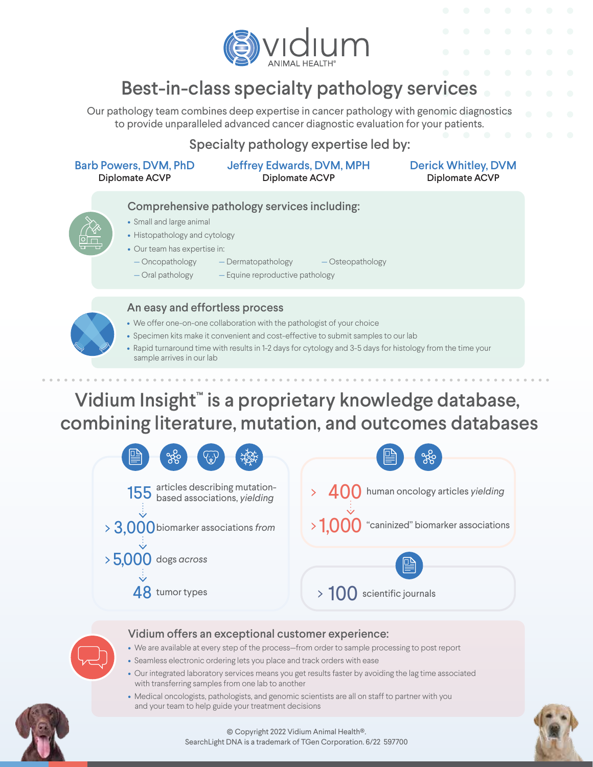# vidium ANIMAL HEALTH®

## Best-in-class specialty pathology services

Our pathology team combines deep expertise in cancer pathology with genomic diagnostics to provide unparalleled advanced cancer diagnostic evaluation for your patients.

### Specialty pathology expertise led by:

**Barb Powers, DVM, PhD**
Diplomate ACVP

**Jeffrey Edwards, DVM, MPH**
Diplomate ACVP

**Derick Whitley, DVM**
Diplomate ACVP

### Comprehensive pathology services including:

- Small and large animal
- Histopathology and cytology
- Our team has expertise in:
  - Oncopathology
  - Dermatopathology
  - Osteopathology
  - Oral pathology
  - Equine reproductive pathology

### An easy and effortless process

- We offer one-on-one collaboration with the pathologist of your choice
- Specimen kits make it convenient and cost-effective to submit samples to our lab
- Rapid turnaround time with results in 1-2 days for cytology and 3-5 days for histology from the time your sample arrives in our lab

## Vidium Insight™ is a proprietary knowledge database, combining literature, mutation, and outcomes databases

155 articles describing mutation-based associations, *yielding*

> 3,000 biomarker associations *from*

> 5,000 dogs *across*

48 tumor types

> 400 human oncology articles *yielding*

> 1,000 "caninized" biomarker associations

> 100 scientific journals

### Vidium offers an exceptional customer experience:

- We are available at every step of the process—from order to sample processing to post report
- Seamless electronic ordering lets you place and track orders with ease
- Our integrated laboratory services means you get results faster by avoiding the lag time associated with transferring samples from one lab to another
- Medical oncologists, pathologists, and genomic scientists are all on staff to partner with you and your team to help guide your treatment decisions

© Copyright 2022 Vidium Animal Health®.
SearchLight DNA is a trademark of TGen Corporation. 6/22 597700